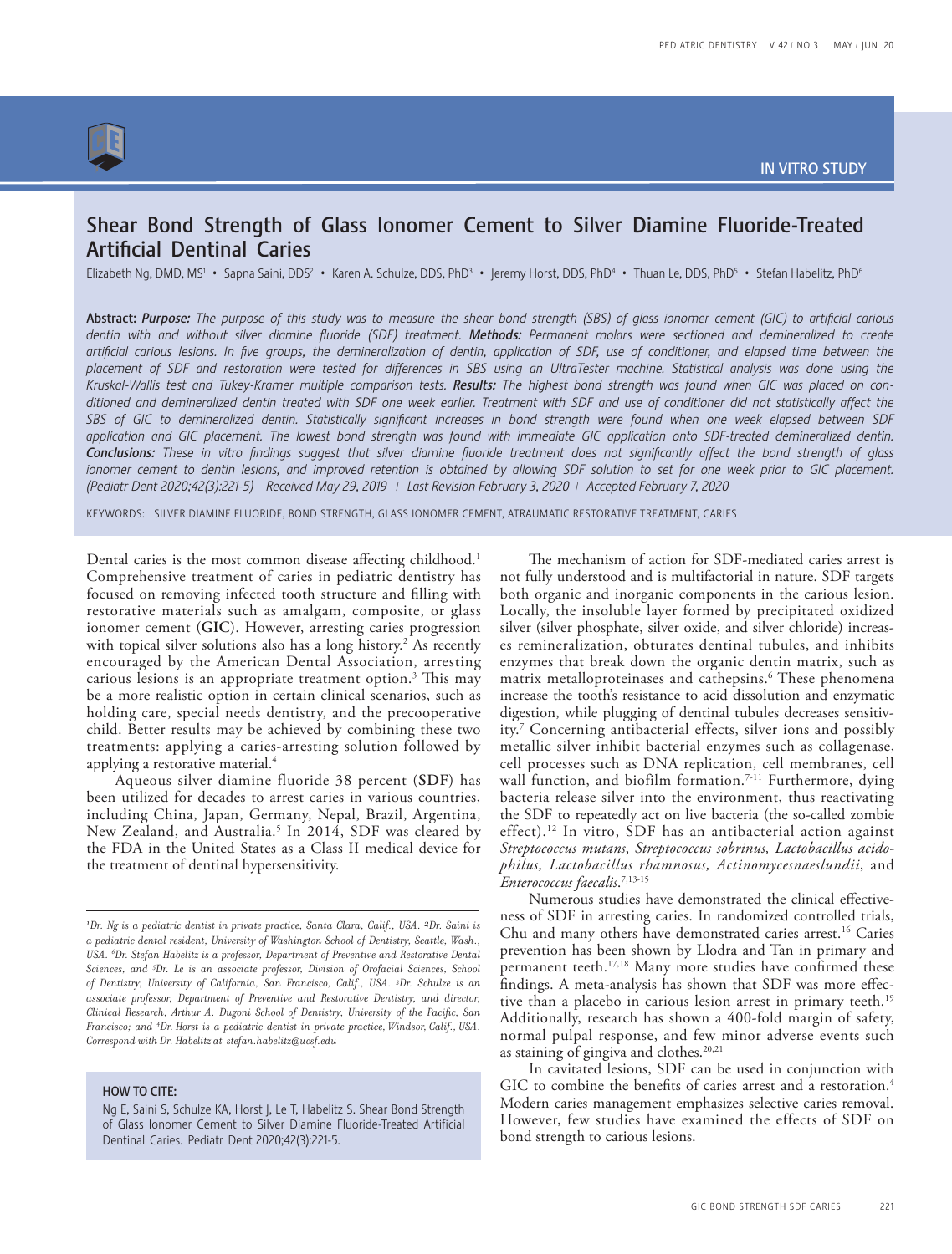IN VITRO STUDY

# Shear Bond Strength of Glass Ionomer Cement to Silver Diamine Fluoride-Treated Artificial Dentinal Caries

Elizabeth Ng, DMD, MS[1] • Sapna Saini, DDS[2] • Karen A. Schulze, DDS, PhD[3] • Jeremy Horst, DDS, PhD[4] • Thuan Le, DDS, PhD[5] • Stefan Habelitz, PhD[6]

**Abstract:** ***Purpose:*** *The purpose of this study was to measure the shear bond strength (SBS) of glass ionomer cement (GIC) to artificial carious dentin with and without silver diamine fluoride (SDF) treatment.* ***Methods:*** *Permanent molars were sectioned and demineralized to create artificial carious lesions. In five groups, the demineralization of dentin, application of SDF, use of conditioner, and elapsed time between the placement of SDF and restoration were tested for differences in SBS using an UltraTester machine. Statistical analysis was done using the Kruskal-Wallis test and Tukey-Kramer multiple comparison tests.* ***Results:*** *The highest bond strength was found when GIC was placed on conditioned and demineralized dentin treated with SDF one week earlier. Treatment with SDF and use of conditioner did not statistically affect the SBS of GIC to demineralized dentin. Statistically significant increases in bond strength were found when one week elapsed between SDF application and GIC placement. The lowest bond strength was found with immediate GIC application onto SDF-treated demineralized dentin.* ***Conclusions:*** *These in vitro findings suggest that silver diamine fluoride treatment does not significantly affect the bond strength of glass ionomer cement to dentin lesions, and improved retention is obtained by allowing SDF solution to set for one week prior to GIC placement. (Pediatr Dent 2020;42(3):221-5) Received May 29, 2019 | Last Revision February 3, 2020 | Accepted February 7, 2020*

KEYWORDS: SILVER DIAMINE FLUORIDE, BOND STRENGTH, GLASS IONOMER CEMENT, ATRAUMATIC RESTORATIVE TREATMENT, CARIES

Dental caries is the most common disease affecting childhood.[1] Comprehensive treatment of caries in pediatric dentistry has focused on removing infected tooth structure and filling with restorative materials such as amalgam, composite, or glass ionomer cement (**GIC**). However, arresting caries progression with topical silver solutions also has a long history.[2] As recently encouraged by the American Dental Association, arresting carious lesions is an appropriate treatment option.[3] This may be a more realistic option in certain clinical scenarios, such as holding care, special needs dentistry, and the precooperative child. Better results may be achieved by combining these two treatments: applying a caries-arresting solution followed by applying a restorative material.[4]

Aqueous silver diamine fluoride 38 percent (**SDF**) has been utilized for decades to arrest caries in various countries, including China, Japan, Germany, Nepal, Brazil, Argentina, New Zealand, and Australia.[5] In 2014, SDF was cleared by the FDA in the United States as a Class II medical device for the treatment of dentinal hypersensitivity.

*[1]Dr. Ng is a pediatric dentist in private practice, Santa Clara, Calif., USA. [2]Dr. Saini is a pediatric dental resident, University of Washington School of Dentistry, Seattle, Wash., USA. [6]Dr. Stefan Habelitz is a professor, Department of Preventive and Restorative Dental Sciences, and [5]Dr. Le is an associate professor, Division of Orofacial Sciences, School of Dentistry, University of California, San Francisco, Calif., USA. [3]Dr. Schulze is an associate professor, Department of Preventive and Restorative Dentistry, and director, Clinical Research, Arthur A. Dugoni School of Dentistry, University of the Pacific, San Francisco; and [4]Dr. Horst is a pediatric dentist in private practice, Windsor, Calif., USA. Correspond with Dr. Habelitz at stefan.habelitz@ucsf.edu*

**HOW TO CITE:**

Ng E, Saini S, Schulze KA, Horst J, Le T, Habelitz S. Shear Bond Strength of Glass Ionomer Cement to Silver Diamine Fluoride-Treated Artificial Dentinal Caries. Pediatr Dent 2020;42(3):221-5.

The mechanism of action for SDF-mediated caries arrest is not fully understood and is multifactorial in nature. SDF targets both organic and inorganic components in the carious lesion. Locally, the insoluble layer formed by precipitated oxidized silver (silver phosphate, silver oxide, and silver chloride) increases remineralization, obturates dentinal tubules, and inhibits enzymes that break down the organic dentin matrix, such as matrix metalloproteinases and cathepsins.[6] These phenomena increase the tooth's resistance to acid dissolution and enzymatic digestion, while plugging of dentinal tubules decreases sensitivity.[7] Concerning antibacterial effects, silver ions and possibly metallic silver inhibit bacterial enzymes such as collagenase, cell processes such as DNA replication, cell membranes, cell wall function, and biofilm formation.[7-11] Furthermore, dying bacteria release silver into the environment, thus reactivating the SDF to repeatedly act on live bacteria (the so-called zombie effect).[12] In vitro, SDF has an antibacterial action against *Streptococcus mutans*, *Streptococcus sobrinus, Lactobacillus acidophilus, Lactobacillus rhamnosus, Actinomycesnaeslundii*, and *Enterococcus faecalis*.[7,13-15]

Numerous studies have demonstrated the clinical effectiveness of SDF in arresting caries. In randomized controlled trials, Chu and many others have demonstrated caries arrest.[16] Caries prevention has been shown by Llodra and Tan in primary and permanent teeth.[17,18] Many more studies have confirmed these findings. A meta-analysis has shown that SDF was more effective than a placebo in carious lesion arrest in primary teeth.[19] Additionally, research has shown a 400-fold margin of safety, normal pulpal response, and few minor adverse events such as staining of gingiva and clothes.[20,21]

In cavitated lesions, SDF can be used in conjunction with GIC to combine the benefits of caries arrest and a restoration.[4] Modern caries management emphasizes selective caries removal. However, few studies have examined the effects of SDF on bond strength to carious lesions.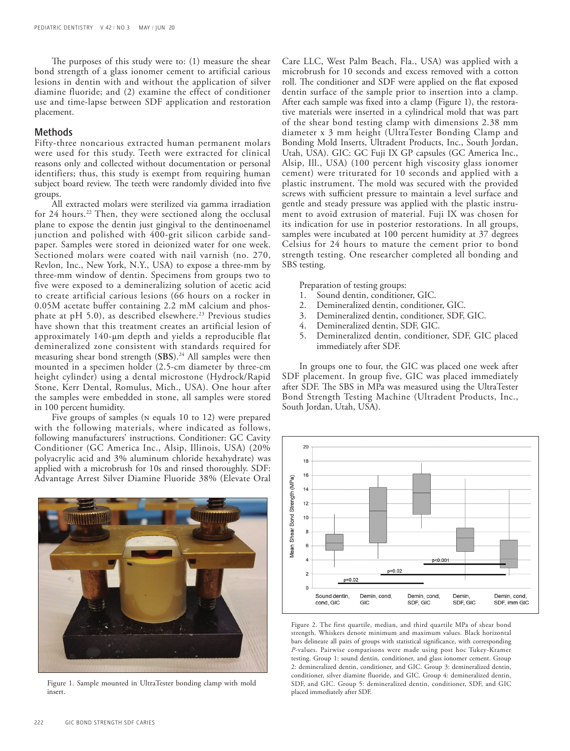The purposes of this study were to: (1) measure the shear bond strength of a glass ionomer cement to artificial carious lesions in dentin with and without the application of silver diamine fluoride; and (2) examine the effect of conditioner use and time-lapse between SDF application and restoration placement.

## Methods

Fifty-three noncarious extracted human permanent molars were used for this study. Teeth were extracted for clinical reasons only and collected without documentation or personal identifiers; thus, this study is exempt from requiring human subject board review. The teeth were randomly divided into five groups.

All extracted molars were sterilized via gamma irradiation for 24 hours.[22] Then, they were sectioned along the occlusal plane to expose the dentin just gingival to the dentinoenamel junction and polished with 400-grit silicon carbide sandpaper. Samples were stored in deionized water for one week. Sectioned molars were coated with nail varnish (no. 270, Revlon, Inc., New York, N.Y., USA) to expose a three-mm by three-mm window of dentin. Specimens from groups two to five were exposed to a demineralizing solution of acetic acid to create artificial carious lesions (66 hours on a rocker in 0.05M acetate buffer containing 2.2 mM calcium and phosphate at pH 5.0), as described elsewhere.[23] Previous studies have shown that this treatment creates an artificial lesion of approximately 140-µm depth and yields a reproducible flat demineralized zone consistent with standards required for measuring shear bond strength (**SBS**).[24] All samples were then mounted in a specimen holder (2.5-cm diameter by three-cm height cylinder) using a dental microstone (Hydrock/Rapid Stone, Kerr Dental, Romulus, Mich., USA). One hour after the samples were embedded in stone, all samples were stored in 100 percent humidity.

Five groups of samples (N equals 10 to 12) were prepared with the following materials, where indicated as follows, following manufacturers' instructions. Conditioner: GC Cavity Conditioner (GC America Inc., Alsip, Illinois, USA) (20% polyacrylic acid and 3% aluminum chloride hexahydrate) was applied with a microbrush for 10s and rinsed thoroughly. SDF: Advantage Arrest Silver Diamine Fluoride 38% (Elevate Oral Care LLC, West Palm Beach, Fla., USA) was applied with a microbrush for 10 seconds and excess removed with a cotton roll. The conditioner and SDF were applied on the flat exposed dentin surface of the sample prior to insertion into a clamp. After each sample was fixed into a clamp (Figure 1), the restorative materials were inserted in a cylindrical mold that was part of the shear bond testing clamp with dimensions 2.38 mm diameter x 3 mm height (UltraTester Bonding Clamp and Bonding Mold Inserts, Ultradent Products, Inc., South Jordan, Utah, USA). GIC: GC Fuji IX GP capsules (GC America Inc., Alsip, Ill., USA) (100 percent high viscosity glass ionomer cement) were triturated for 10 seconds and applied with a plastic instrument. The mold was secured with the provided screws with sufficient pressure to maintain a level surface and gentle and steady pressure was applied with the plastic instrument to avoid extrusion of material. Fuji IX was chosen for its indication for use in posterior restorations. In all groups, samples were incubated at 100 percent humidity at 37 degrees Celsius for 24 hours to mature the cement prior to bond strength testing. One researcher completed all bonding and SBS testing.

Preparation of testing groups:

1. Sound dentin, conditioner, GIC.
2. Demineralized dentin, conditioner, GIC.
3. Demineralized dentin, conditioner, SDF, GIC.
4. Demineralized dentin, SDF, GIC.
5. Demineralized dentin, conditioner, SDF, GIC placed immediately after SDF.

In groups one to four, the GIC was placed one week after SDF placement. In group five, GIC was placed immediately after SDF. The SBS in MPa was measured using the UltraTester Bond Strength Testing Machine (Ultradent Products, Inc., South Jordan, Utah, USA).

Figure 1. Sample mounted in UltraTester bonding clamp with mold insert.

Figure 2. The first quartile, median, and third quartile MPa of shear bond strength. Whiskers denote minimum and maximum values. Black horizontal bars delineate all pairs of groups with statistical significance, with corresponding *P*-values. Pairwise comparisons were made using post hoc Tukey-Kramer testing. Group 1: sound dentin, conditioner, and glass ionomer cement. Group 2: demineralized dentin, conditioner, and GIC. Group 3: demineralized dentin, conditioner, silver diamine fluoride, and GIC. Group 4: demineralized dentin, SDF, and GIC. Group 5: demineralized dentin, conditioner, SDF, and GIC placed immediately after SDF.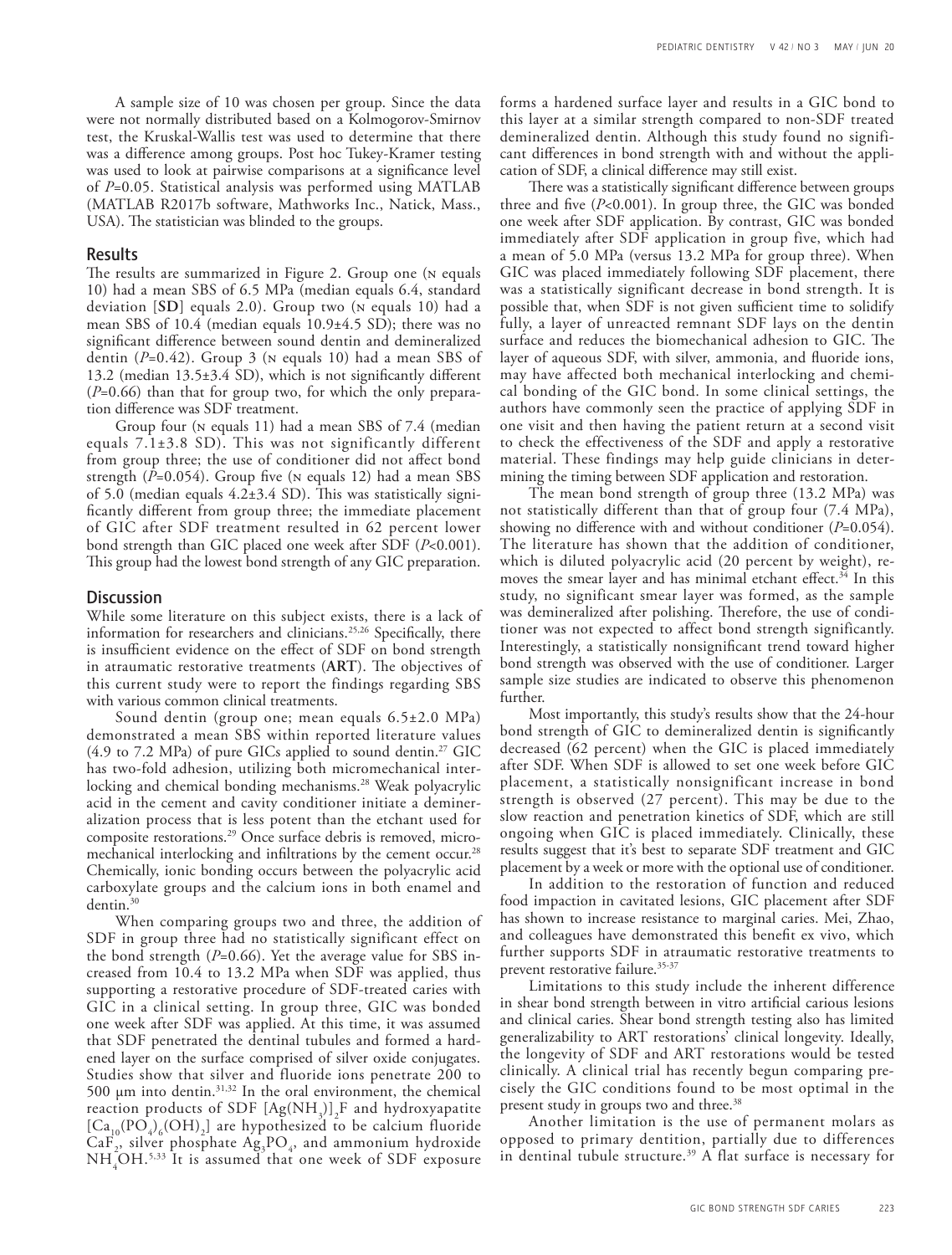A sample size of 10 was chosen per group. Since the data were not normally distributed based on a Kolmogorov-Smirnov test, the Kruskal-Wallis test was used to determine that there was a difference among groups. Post hoc Tukey-Kramer testing was used to look at pairwise comparisons at a significance level of $P=0.05$. Statistical analysis was performed using MATLAB (MATLAB R2017b software, Mathworks Inc., Natick, Mass., USA). The statistician was blinded to the groups.

## Results

The results are summarized in Figure 2. Group one (N equals 10) had a mean SBS of 6.5 MPa (median equals 6.4, standard deviation [**SD**] equals 2.0). Group two (N equals 10) had a mean SBS of 10.4 (median equals 10.9±4.5 SD); there was no significant difference between sound dentin and demineralized dentin ($P=0.42$). Group 3 (N equals 10) had a mean SBS of 13.2 (median 13.5±3.4 SD), which is not significantly different ($P=0.66$) than that for group two, for which the only preparation difference was SDF treatment.

Group four (N equals 11) had a mean SBS of 7.4 (median equals 7.1±3.8 SD). This was not significantly different from group three; the use of conditioner did not affect bond strength ($P=0.054$). Group five (N equals 12) had a mean SBS of 5.0 (median equals 4.2±3.4 SD). This was statistically significantly different from group three; the immediate placement of GIC after SDF treatment resulted in 62 percent lower bond strength than GIC placed one week after SDF ($P<0.001$). This group had the lowest bond strength of any GIC preparation.

## Discussion

While some literature on this subject exists, there is a lack of information for researchers and clinicians.[25,26] Specifically, there is insufficient evidence on the effect of SDF on bond strength in atraumatic restorative treatments (**ART**). The objectives of this current study were to report the findings regarding SBS with various common clinical treatments.

Sound dentin (group one; mean equals 6.5±2.0 MPa) demonstrated a mean SBS within reported literature values (4.9 to 7.2 MPa) of pure GICs applied to sound dentin.[27] GIC has two-fold adhesion, utilizing both micromechanical interlocking and chemical bonding mechanisms.[28] Weak polyacrylic acid in the cement and cavity conditioner initiate a demineralization process that is less potent than the etchant used for composite restorations.[29] Once surface debris is removed, micromechanical interlocking and infiltrations by the cement occur.[28] Chemically, ionic bonding occurs between the polyacrylic acid carboxylate groups and the calcium ions in both enamel and dentin.[30]

When comparing groups two and three, the addition of SDF in group three had no statistically significant effect on the bond strength ($P=0.66$). Yet the average value for SBS increased from 10.4 to 13.2 MPa when SDF was applied, thus supporting a restorative procedure of SDF-treated caries with GIC in a clinical setting. In group three, GIC was bonded one week after SDF was applied. At this time, it was assumed that SDF penetrated the dentinal tubules and formed a hardened layer on the surface comprised of silver oxide conjugates. Studies show that silver and fluoride ions penetrate 200 to 500 µm into dentin.[31,32] In the oral environment, the chemical reaction products of SDF $[Ag(NH_3)]_2F$ and hydroxyapatite $[Ca_{10}(PO_4)_6(OH)_2]$ are hypothesized to be calcium fluoride $CaF_2$, silver phosphate $Ag_3PO_4$, and ammonium hydroxide $NH_4OH$.[5,33] It is assumed that one week of SDF exposure forms a hardened surface layer and results in a GIC bond to this layer at a similar strength compared to non-SDF treated demineralized dentin. Although this study found no significant differences in bond strength with and without the application of SDF, a clinical difference may still exist.

There was a statistically significant difference between groups three and five ($P<0.001$). In group three, the GIC was bonded one week after SDF application. By contrast, GIC was bonded immediately after SDF application in group five, which had a mean of 5.0 MPa (versus 13.2 MPa for group three). When GIC was placed immediately following SDF placement, there was a statistically significant decrease in bond strength. It is possible that, when SDF is not given sufficient time to solidify fully, a layer of unreacted remnant SDF lays on the dentin surface and reduces the biomechanical adhesion to GIC. The layer of aqueous SDF, with silver, ammonia, and fluoride ions, may have affected both mechanical interlocking and chemical bonding of the GIC bond. In some clinical settings, the authors have commonly seen the practice of applying SDF in one visit and then having the patient return at a second visit to check the effectiveness of the SDF and apply a restorative material. These findings may help guide clinicians in determining the timing between SDF application and restoration.

The mean bond strength of group three (13.2 MPa) was not statistically different than that of group four (7.4 MPa), showing no difference with and without conditioner ($P=0.054$). The literature has shown that the addition of conditioner, which is diluted polyacrylic acid (20 percent by weight), removes the smear layer and has minimal etchant effect.[34] In this study, no significant smear layer was formed, as the sample was demineralized after polishing. Therefore, the use of conditioner was not expected to affect bond strength significantly. Interestingly, a statistically nonsignificant trend toward higher bond strength was observed with the use of conditioner. Larger sample size studies are indicated to observe this phenomenon further.

Most importantly, this study's results show that the 24-hour bond strength of GIC to demineralized dentin is significantly decreased (62 percent) when the GIC is placed immediately after SDF. When SDF is allowed to set one week before GIC placement, a statistically nonsignificant increase in bond strength is observed (27 percent). This may be due to the slow reaction and penetration kinetics of SDF, which are still ongoing when GIC is placed immediately. Clinically, these results suggest that it's best to separate SDF treatment and GIC placement by a week or more with the optional use of conditioner.

In addition to the restoration of function and reduced food impaction in cavitated lesions, GIC placement after SDF has shown to increase resistance to marginal caries. Mei, Zhao, and colleagues have demonstrated this benefit ex vivo, which further supports SDF in atraumatic restorative treatments to prevent restorative failure.[35-37]

Limitations to this study include the inherent difference in shear bond strength between in vitro artificial carious lesions and clinical caries. Shear bond strength testing also has limited generalizability to ART restorations' clinical longevity. Ideally, the longevity of SDF and ART restorations would be tested clinically. A clinical trial has recently begun comparing precisely the GIC conditions found to be most optimal in the present study in groups two and three.[38]

Another limitation is the use of permanent molars as opposed to primary dentition, partially due to differences in dentinal tubule structure.[39] A flat surface is necessary for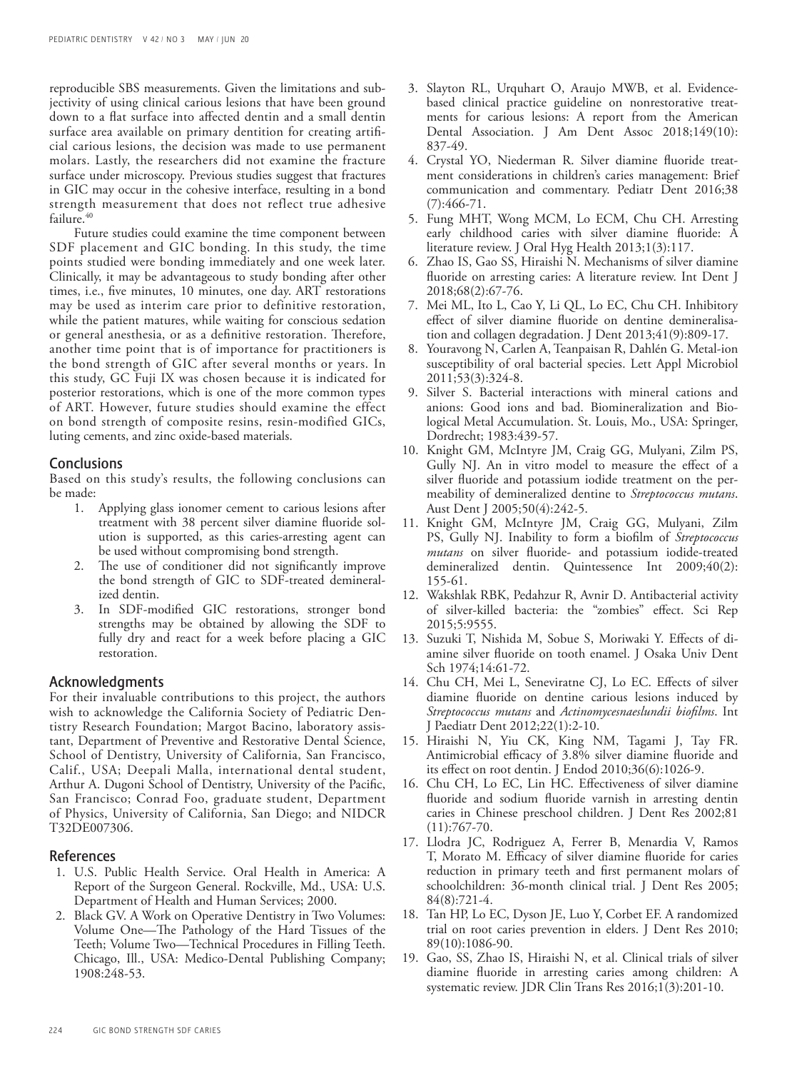reproducible SBS measurements. Given the limitations and subjectivity of using clinical carious lesions that have been ground down to a flat surface into affected dentin and a small dentin surface area available on primary dentition for creating artificial carious lesions, the decision was made to use permanent molars. Lastly, the researchers did not examine the fracture surface under microscopy. Previous studies suggest that fractures in GIC may occur in the cohesive interface, resulting in a bond strength measurement that does not reflect true adhesive failure.[40]

Future studies could examine the time component between SDF placement and GIC bonding. In this study, the time points studied were bonding immediately and one week later. Clinically, it may be advantageous to study bonding after other times, i.e., five minutes, 10 minutes, one day. ART restorations may be used as interim care prior to definitive restoration, while the patient matures, while waiting for conscious sedation or general anesthesia, or as a definitive restoration. Therefore, another time point that is of importance for practitioners is the bond strength of GIC after several months or years. In this study, GC Fuji IX was chosen because it is indicated for posterior restorations, which is one of the more common types of ART. However, future studies should examine the effect on bond strength of composite resins, resin-modified GICs, luting cements, and zinc oxide-based materials.

## Conclusions

Based on this study's results, the following conclusions can be made:

1. Applying glass ionomer cement to carious lesions after treatment with 38 percent silver diamine fluoride solution is supported, as this caries-arresting agent can be used without compromising bond strength.
2. The use of conditioner did not significantly improve the bond strength of GIC to SDF-treated demineralized dentin.
3. In SDF-modified GIC restorations, stronger bond strengths may be obtained by allowing the SDF to fully dry and react for a week before placing a GIC restoration.

## Acknowledgments

For their invaluable contributions to this project, the authors wish to acknowledge the California Society of Pediatric Dentistry Research Foundation; Margot Bacino, laboratory assistant, Department of Preventive and Restorative Dental Science, School of Dentistry, University of California, San Francisco, Calif., USA; Deepali Malla, international dental student, Arthur A. Dugoni School of Dentistry, University of the Pacific, San Francisco; Conrad Foo, graduate student, Department of Physics, University of California, San Diego; and NIDCR T32DE007306.

## References

1. U.S. Public Health Service. Oral Health in America: A Report of the Surgeon General. Rockville, Md., USA: U.S. Department of Health and Human Services; 2000.
2. Black GV. A Work on Operative Dentistry in Two Volumes: Volume One—The Pathology of the Hard Tissues of the Teeth; Volume Two—Technical Procedures in Filling Teeth. Chicago, Ill., USA: Medico-Dental Publishing Company; 1908:248-53.
3. Slayton RL, Urquhart O, Araujo MWB, et al. Evidence-based clinical practice guideline on nonrestorative treatments for carious lesions: A report from the American Dental Association. J Am Dent Assoc 2018;149(10): 837-49.
4. Crystal YO, Niederman R. Silver diamine fluoride treatment considerations in children's caries management: Brief communication and commentary. Pediatr Dent 2016;38 (7):466-71.
5. Fung MHT, Wong MCM, Lo ECM, Chu CH. Arresting early childhood caries with silver diamine fluoride: A literature review. J Oral Hyg Health 2013;1(3):117.
6. Zhao IS, Gao SS, Hiraishi N. Mechanisms of silver diamine fluoride on arresting caries: A literature review. Int Dent J 2018;68(2):67-76.
7. Mei ML, Ito L, Cao Y, Li QL, Lo EC, Chu CH. Inhibitory effect of silver diamine fluoride on dentine demineralisation and collagen degradation. J Dent 2013;41(9):809-17.
8. Youravong N, Carlen A, Teanpaisan R, Dahlén G. Metal-ion susceptibility of oral bacterial species. Lett Appl Microbiol 2011;53(3):324-8.
9. Silver S. Bacterial interactions with mineral cations and anions: Good ions and bad. Biomineralization and Biological Metal Accumulation. St. Louis, Mo., USA: Springer, Dordrecht; 1983:439-57.
10. Knight GM, McIntyre JM, Craig GG, Mulyani, Zilm PS, Gully NJ. An in vitro model to measure the effect of a silver fluoride and potassium iodide treatment on the permeability of demineralized dentine to *Streptococcus mutans*. Aust Dent J 2005;50(4):242-5.
11. Knight GM, McIntyre JM, Craig GG, Mulyani, Zilm PS, Gully NJ. Inability to form a biofilm of *Streptococcus mutans* on silver fluoride- and potassium iodide-treated demineralized dentin. Quintessence Int 2009;40(2): 155-61.
12. Wakshlak RBK, Pedahzur R, Avnir D. Antibacterial activity of silver-killed bacteria: the "zombies" effect. Sci Rep 2015;5:9555.
13. Suzuki T, Nishida M, Sobue S, Moriwaki Y. Effects of diamine silver fluoride on tooth enamel. J Osaka Univ Dent Sch 1974;14:61-72.
14. Chu CH, Mei L, Seneviratne CJ, Lo EC. Effects of silver diamine fluoride on dentine carious lesions induced by *Streptococcus mutans* and *Actinomycesnaeslundii biofilms*. Int J Paediatr Dent 2012;22(1):2-10.
15. Hiraishi N, Yiu CK, King NM, Tagami J, Tay FR. Antimicrobial efficacy of 3.8% silver diamine fluoride and its effect on root dentin. J Endod 2010;36(6):1026-9.
16. Chu CH, Lo EC, Lin HC. Effectiveness of silver diamine fluoride and sodium fluoride varnish in arresting dentin caries in Chinese preschool children. J Dent Res 2002;81 (11):767-70.
17. Llodra JC, Rodriguez A, Ferrer B, Menardia V, Ramos T, Morato M. Efficacy of silver diamine fluoride for caries reduction in primary teeth and first permanent molars of schoolchildren: 36-month clinical trial. J Dent Res 2005; 84(8):721-4.
18. Tan HP, Lo EC, Dyson JE, Luo Y, Corbet EF. A randomized trial on root caries prevention in elders. J Dent Res 2010; 89(10):1086-90.
19. Gao, SS, Zhao IS, Hiraishi N, et al. Clinical trials of silver diamine fluoride in arresting caries among children: A systematic review. JDR Clin Trans Res 2016;1(3):201-10.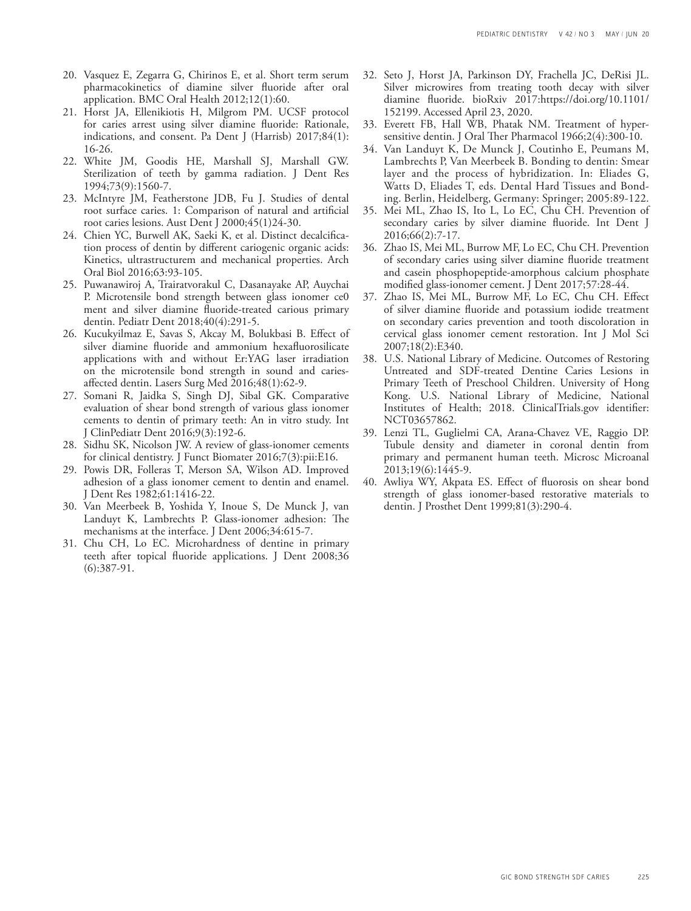20. Vasquez E, Zegarra G, Chirinos E, et al. Short term serum pharmacokinetics of diamine silver fluoride after oral application. BMC Oral Health 2012;12(1):60.
21. Horst JA, Ellenikiotis H, Milgrom PM. UCSF protocol for caries arrest using silver diamine fluoride: Rationale, indications, and consent. Pa Dent J (Harrisb) 2017;84(1): 16-26.
22. White JM, Goodis HE, Marshall SJ, Marshall GW. Sterilization of teeth by gamma radiation. J Dent Res 1994;73(9):1560-7.
23. McIntyre JM, Featherstone JDB, Fu J. Studies of dental root surface caries. 1: Comparison of natural and artificial root caries lesions. Aust Dent J 2000;45(1)24-30.
24. Chien YC, Burwell AK, Saeki K, et al. Distinct decalcification process of dentin by different cariogenic organic acids: Kinetics, ultrastructurem and mechanical properties. Arch Oral Biol 2016;63:93-105.
25. Puwanawiroj A, Trairatvorakul C, Dasanayake AP, Auychai P. Microtensile bond strength between glass ionomer ce0 ment and silver diamine fluoride-treated carious primary dentin. Pediatr Dent 2018;40(4):291-5.
26. Kucukyilmaz E, Savas S, Akcay M, Bolukbasi B. Effect of silver diamine fluoride and ammonium hexafluorosilicate applications with and without Er:YAG laser irradiation on the microtensile bond strength in sound and caries-affected dentin. Lasers Surg Med 2016;48(1):62-9.
27. Somani R, Jaidka S, Singh DJ, Sibal GK. Comparative evaluation of shear bond strength of various glass ionomer cements to dentin of primary teeth: An in vitro study. Int J ClinPediatr Dent 2016;9(3):192-6.
28. Sidhu SK, Nicolson JW. A review of glass-ionomer cements for clinical dentistry. J Funct Biomater 2016;7(3):pii:E16.
29. Powis DR, Folleras T, Merson SA, Wilson AD. Improved adhesion of a glass ionomer cement to dentin and enamel. J Dent Res 1982;61:1416-22.
30. Van Meerbeek B, Yoshida Y, Inoue S, De Munck J, van Landuyt K, Lambrechts P. Glass-ionomer adhesion: The mechanisms at the interface. J Dent 2006;34:615-7.
31. Chu CH, Lo EC. Microhardness of dentine in primary teeth after topical fluoride applications. J Dent 2008;36 (6):387-91.
32. Seto J, Horst JA, Parkinson DY, Frachella JC, DeRisi JL. Silver microwires from treating tooth decay with silver diamine fluoride. bioRxiv 2017:https://doi.org/10.1101/152199. Accessed April 23, 2020.
33. Everett FB, Hall WB, Phatak NM. Treatment of hypersensitive dentin. J Oral Ther Pharmacol 1966;2(4):300-10.
34. Van Landuyt K, De Munck J, Coutinho E, Peumans M, Lambrechts P, Van Meerbeek B. Bonding to dentin: Smear layer and the process of hybridization. In: Eliades G, Watts D, Eliades T, eds. Dental Hard Tissues and Bonding. Berlin, Heidelberg, Germany: Springer; 2005:89-122.
35. Mei ML, Zhao IS, Ito L, Lo EC, Chu CH. Prevention of secondary caries by silver diamine fluoride. Int Dent J 2016;66(2):7-17.
36. Zhao IS, Mei ML, Burrow MF, Lo EC, Chu CH. Prevention of secondary caries using silver diamine fluoride treatment and casein phosphopeptide-amorphous calcium phosphate modified glass-ionomer cement. J Dent 2017;57:28-44.
37. Zhao IS, Mei ML, Burrow MF, Lo EC, Chu CH. Effect of silver diamine fluoride and potassium iodide treatment on secondary caries prevention and tooth discoloration in cervical glass ionomer cement restoration. Int J Mol Sci 2007;18(2):E340.
38. U.S. National Library of Medicine. Outcomes of Restoring Untreated and SDF-treated Dentine Caries Lesions in Primary Teeth of Preschool Children. University of Hong Kong. U.S. National Library of Medicine, National Institutes of Health; 2018. ClinicalTrials.gov identifier: NCT03657862.
39. Lenzi TL, Guglielmi CA, Arana-Chavez VE, Raggio DP. Tubule density and diameter in coronal dentin from primary and permanent human teeth. Microsc Microanal 2013;19(6):1445-9.
40. Awliya WY, Akpata ES. Effect of fluorosis on shear bond strength of glass ionomer-based restorative materials to dentin. J Prosthet Dent 1999;81(3):290-4.